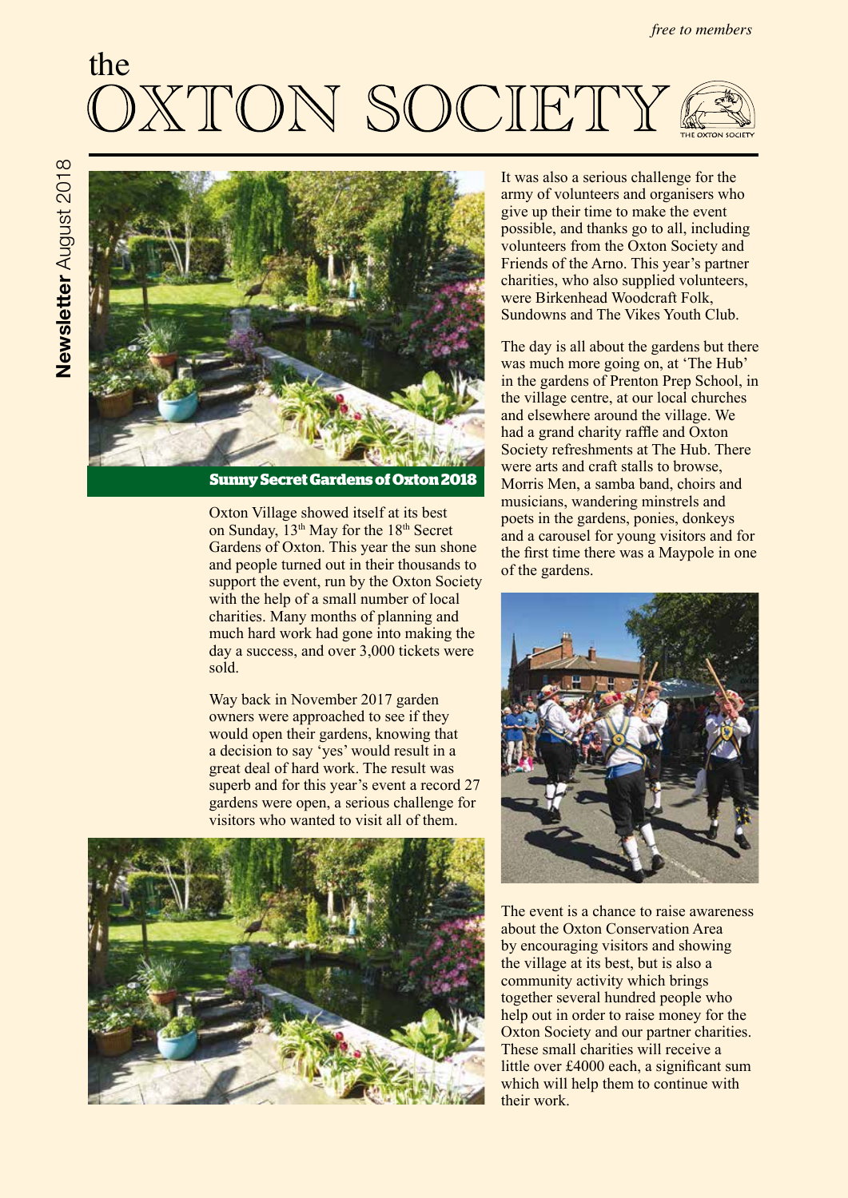*free to members*

# the OXTON SOCIETY

**Newsletter** August 2018

**Sunny Secret Gardens of Oxton 2018**

Oxton Village showed itself at its best on Sunday, 13th May for the 18th Secret Gardens of Oxton. This year the sun shone and people turned out in their thousands to support the event, run by the Oxton Society with the help of a small number of local charities. Many months of planning and much hard work had gone into making the day a success, and over 3,000 tickets were sold.

Way back in November 2017 garden owners were approached to see if they would open their gardens, knowing that a decision to say 'yes' would result in a great deal of hard work. The result was superb and for this year's event a record 27 gardens were open, a serious challenge for visitors who wanted to visit all of them.

It was also a serious challenge for the army of volunteers and organisers who give up their time to make the event possible, and thanks go to all, including volunteers from the Oxton Society and Friends of the Arno. This year's partner charities, who also supplied volunteers, were Birkenhead Woodcraft Folk, Sundowns and The Vikes Youth Club.

The day is all about the gardens but there was much more going on, at 'The Hub' in the gardens of Prenton Prep School, in the village centre, at our local churches and elsewhere around the village. We had a grand charity raffle and Oxton Society refreshments at The Hub. There were arts and craft stalls to browse, Morris Men, a samba band, choirs and musicians, wandering minstrels and poets in the gardens, ponies, donkeys and a carousel for young visitors and for the first time there was a Maypole in one of the gardens.

The event is a chance to raise awareness about the Oxton Conservation Area by encouraging visitors and showing the village at its best, but is also a community activity which brings together several hundred people who help out in order to raise money for the Oxton Society and our partner charities. These small charities will receive a little over £4000 each, a significant sum which will help them to continue with their work.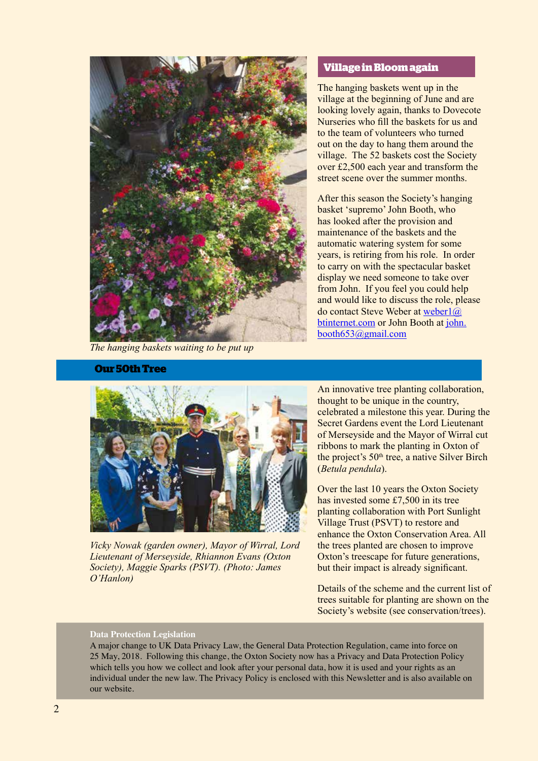## Village in Bloom again

The hanging baskets went up in the village at the beginning of June and are looking lovely again, thanks to Dovecote Nurseries who fill the baskets for us and to the team of volunteers who turned out on the day to hang them around the village. The 52 baskets cost the Society over £2,500 each year and transform the street scene over the summer months.

After this season the Society's hanging basket 'supremo' John Booth, who has looked after the provision and maintenance of the baskets and the automatic watering system for some years, is retiring from his role. In order to carry on with the spectacular basket display we need someone to take over from John. If you feel you could help and would like to discuss the role, please do contact Steve Weber at weber1@btinternet.com or John Booth at john.booth653@gmail.com

*The hanging baskets waiting to be put up*

## Our 50th Tree

An innovative tree planting collaboration, thought to be unique in the country, celebrated a milestone this year. During the Secret Gardens event the Lord Lieutenant of Merseyside and the Mayor of Wirral cut ribbons to mark the planting in Oxton of the project's 50th tree, a native Silver Birch (*Betula pendula*).

Over the last 10 years the Oxton Society has invested some £7,500 in its tree planting collaboration with Port Sunlight Village Trust (PSVT) to restore and enhance the Oxton Conservation Area. All the trees planted are chosen to improve Oxton's treescape for future generations, but their impact is already significant.

Details of the scheme and the current list of trees suitable for planting are shown on the Society's website (see conservation/trees).

*Vicky Nowak (garden owner), Mayor of Wirral, Lord Lieutenant of Merseyside, Rhiannon Evans (Oxton Society), Maggie Sparks (PSVT). (Photo: James O'Hanlon)*

**Data Protection Legislation**

A major change to UK Data Privacy Law, the General Data Protection Regulation, came into force on 25 May, 2018. Following this change, the Oxton Society now has a Privacy and Data Protection Policy which tells you how we collect and look after your personal data, how it is used and your rights as an individual under the new law. The Privacy Policy is enclosed with this Newsletter and is also available on our website.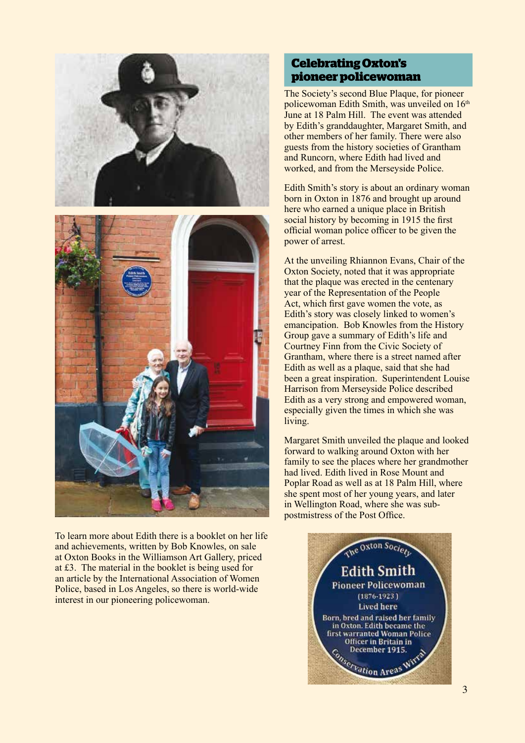## Celebrating Oxton's pioneer policewoman

The Society's second Blue Plaque, for pioneer policewoman Edith Smith, was unveiled on 16th June at 18 Palm Hill. The event was attended by Edith's granddaughter, Margaret Smith, and other members of her family. There were also guests from the history societies of Grantham and Runcorn, where Edith had lived and worked, and from the Merseyside Police.

Edith Smith's story is about an ordinary woman born in Oxton in 1876 and brought up around here who earned a unique place in British social history by becoming in 1915 the first official woman police officer to be given the power of arrest.

At the unveiling Rhiannon Evans, Chair of the Oxton Society, noted that it was appropriate that the plaque was erected in the centenary year of the Representation of the People Act, which first gave women the vote, as Edith's story was closely linked to women's emancipation. Bob Knowles from the History Group gave a summary of Edith's life and Courtney Finn from the Civic Society of Grantham, where there is a street named after Edith as well as a plaque, said that she had been a great inspiration. Superintendent Louise Harrison from Merseyside Police described Edith as a very strong and empowered woman, especially given the times in which she was living.

Margaret Smith unveiled the plaque and looked forward to walking around Oxton with her family to see the places where her grandmother had lived. Edith lived in Rose Mount and Poplar Road as well as at 18 Palm Hill, where she spent most of her young years, and later in Wellington Road, where she was sub-postmistress of the Post Office.

To learn more about Edith there is a booklet on her life and achievements, written by Bob Knowles, on sale at Oxton Books in the Williamson Art Gallery, priced at £3. The material in the booklet is being used for an article by the International Association of Women Police, based in Los Angeles, so there is world-wide interest in our pioneering policewoman.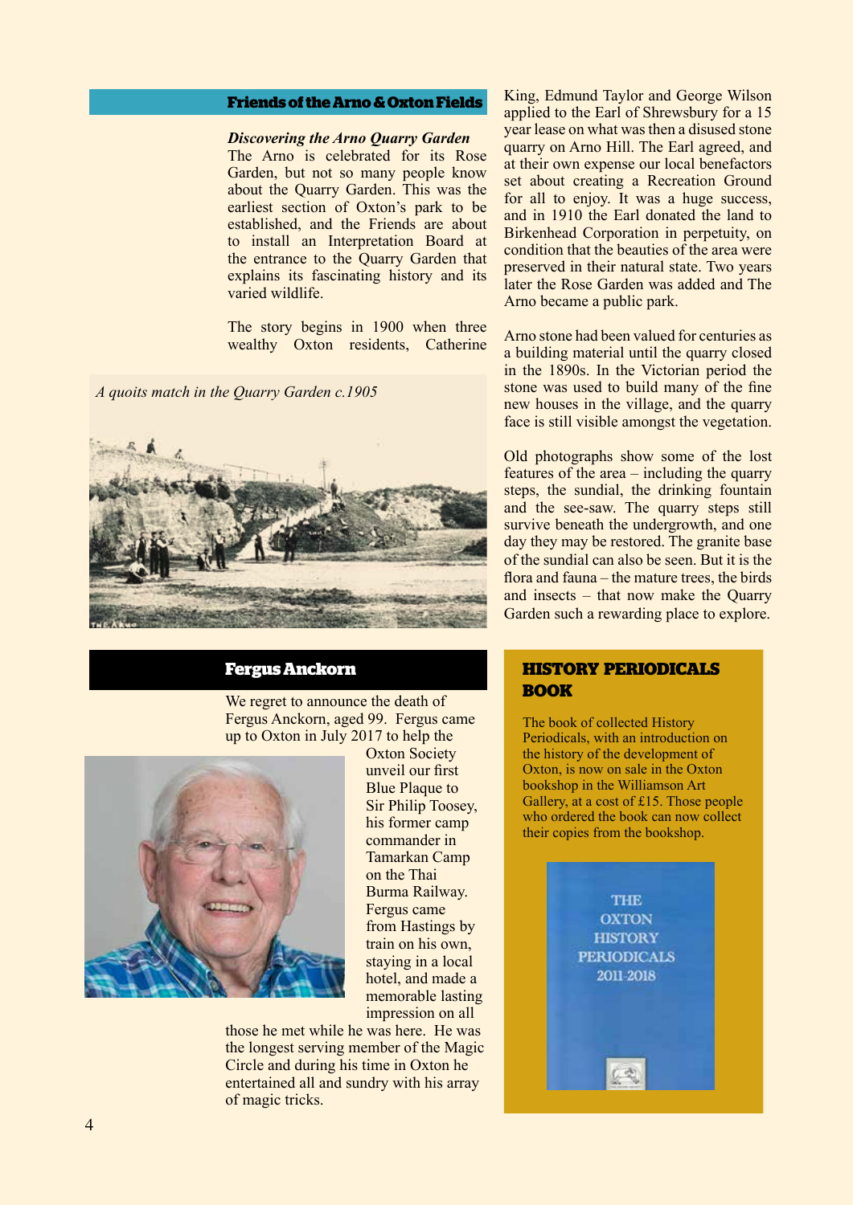## Friends of the Arno & Oxton Fields

***Discovering the Arno Quarry Garden***

The Arno is celebrated for its Rose Garden, but not so many people know about the Quarry Garden. This was the earliest section of Oxton's park to be established, and the Friends are about to install an Interpretation Board at the entrance to the Quarry Garden that explains its fascinating history and its varied wildlife.

The story begins in 1900 when three wealthy Oxton residents, Catherine King, Edmund Taylor and George Wilson applied to the Earl of Shrewsbury for a 15 year lease on what was then a disused stone quarry on Arno Hill. The Earl agreed, and at their own expense our local benefactors set about creating a Recreation Ground for all to enjoy. It was a huge success, and in 1910 the Earl donated the land to Birkenhead Corporation in perpetuity, on condition that the beauties of the area were preserved in their natural state. Two years later the Rose Garden was added and The Arno became a public park.

*A quoits match in the Quarry Garden c.1905*

Arno stone had been valued for centuries as a building material until the quarry closed in the 1890s. In the Victorian period the stone was used to build many of the fine new houses in the village, and the quarry face is still visible amongst the vegetation.

Old photographs show some of the lost features of the area – including the quarry steps, the sundial, the drinking fountain and the see-saw. The quarry steps still survive beneath the undergrowth, and one day they may be restored. The granite base of the sundial can also be seen. But it is the flora and fauna – the mature trees, the birds and insects – that now make the Quarry Garden such a rewarding place to explore.

## Fergus Anckorn

We regret to announce the death of Fergus Anckorn, aged 99. Fergus came up to Oxton in July 2017 to help the Oxton Society unveil our first Blue Plaque to Sir Philip Toosey, his former camp commander in Tamarkan Camp on the Thai Burma Railway. Fergus came from Hastings by train on his own, staying in a local hotel, and made a memorable lasting impression on all those he met while he was here. He was the longest serving member of the Magic Circle and during his time in Oxton he entertained all and sundry with his array of magic tricks.

## HISTORY PERIODICALS BOOK

The book of collected History Periodicals, with an introduction on the history of the development of Oxton, is now on sale in the Oxton bookshop in the Williamson Art Gallery, at a cost of £15. Those people who ordered the book can now collect their copies from the bookshop.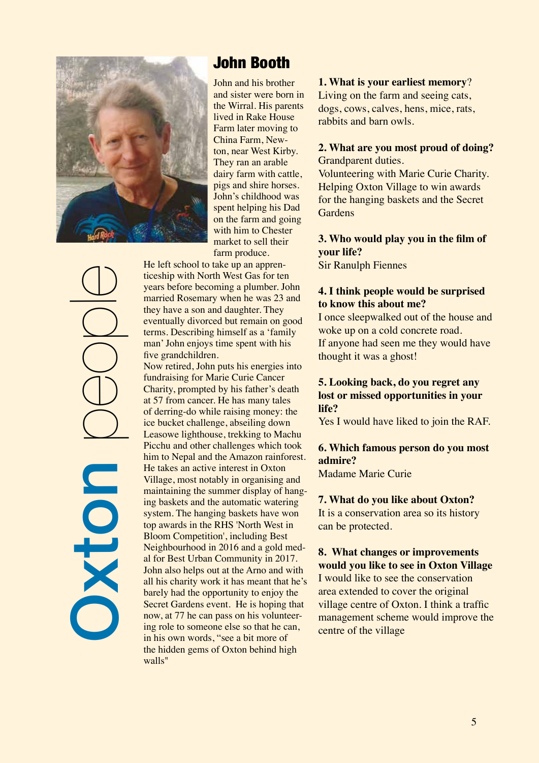# Oxton people

## John Booth

John and his brother and sister were born in the Wirral. His parents lived in Rake House Farm later moving to China Farm, Newton, near West Kirby. They ran an arable dairy farm with cattle, pigs and shire horses. John's childhood was spent helping his Dad on the farm and going with him to Chester market to sell their farm produce.

He left school to take up an apprenticeship with North West Gas for ten years before becoming a plumber. John married Rosemary when he was 23 and they have a son and daughter. They eventually divorced but remain on good terms. Describing himself as a 'family man' John enjoys time spent with his five grandchildren.

Now retired, John puts his energies into fundraising for Marie Curie Cancer Charity, prompted by his father's death at 57 from cancer. He has many tales of derring-do while raising money: the ice bucket challenge, abseiling down Leasowe lighthouse, trekking to Machu Picchu and other challenges which took him to Nepal and the Amazon rainforest. He takes an active interest in Oxton Village, most notably in organising and maintaining the summer display of hanging baskets and the automatic watering system. The hanging baskets have won top awards in the RHS 'North West in Bloom Competition', including Best Neighbourhood in 2016 and a gold medal for Best Urban Community in 2017. John also helps out at the Arno and with all his charity work it has meant that he's barely had the opportunity to enjoy the Secret Gardens event. He is hoping that now, at 77 he can pass on his volunteering role to someone else so that he can, in his own words, "see a bit more of the hidden gems of Oxton behind high walls"

**1. What is your earliest memory**?
Living on the farm and seeing cats, dogs, cows, calves, hens, mice, rats, rabbits and barn owls.

**2. What are you most proud of doing?**
Grandparent duties.
Volunteering with Marie Curie Charity.
Helping Oxton Village to win awards for the hanging baskets and the Secret Gardens

**3. Who would play you in the film of your life?**
Sir Ranulph Fiennes

**4. I think people would be surprised to know this about me?**
I once sleepwalked out of the house and woke up on a cold concrete road.
If anyone had seen me they would have thought it was a ghost!

**5. Looking back, do you regret any lost or missed opportunities in your life?**
Yes I would have liked to join the RAF.

**6. Which famous person do you most admire?**
Madame Marie Curie

**7. What do you like about Oxton?**
It is a conservation area so its history can be protected.

**8. What changes or improvements would you like to see in Oxton Village**
I would like to see the conservation area extended to cover the original village centre of Oxton. I think a traffic management scheme would improve the centre of the village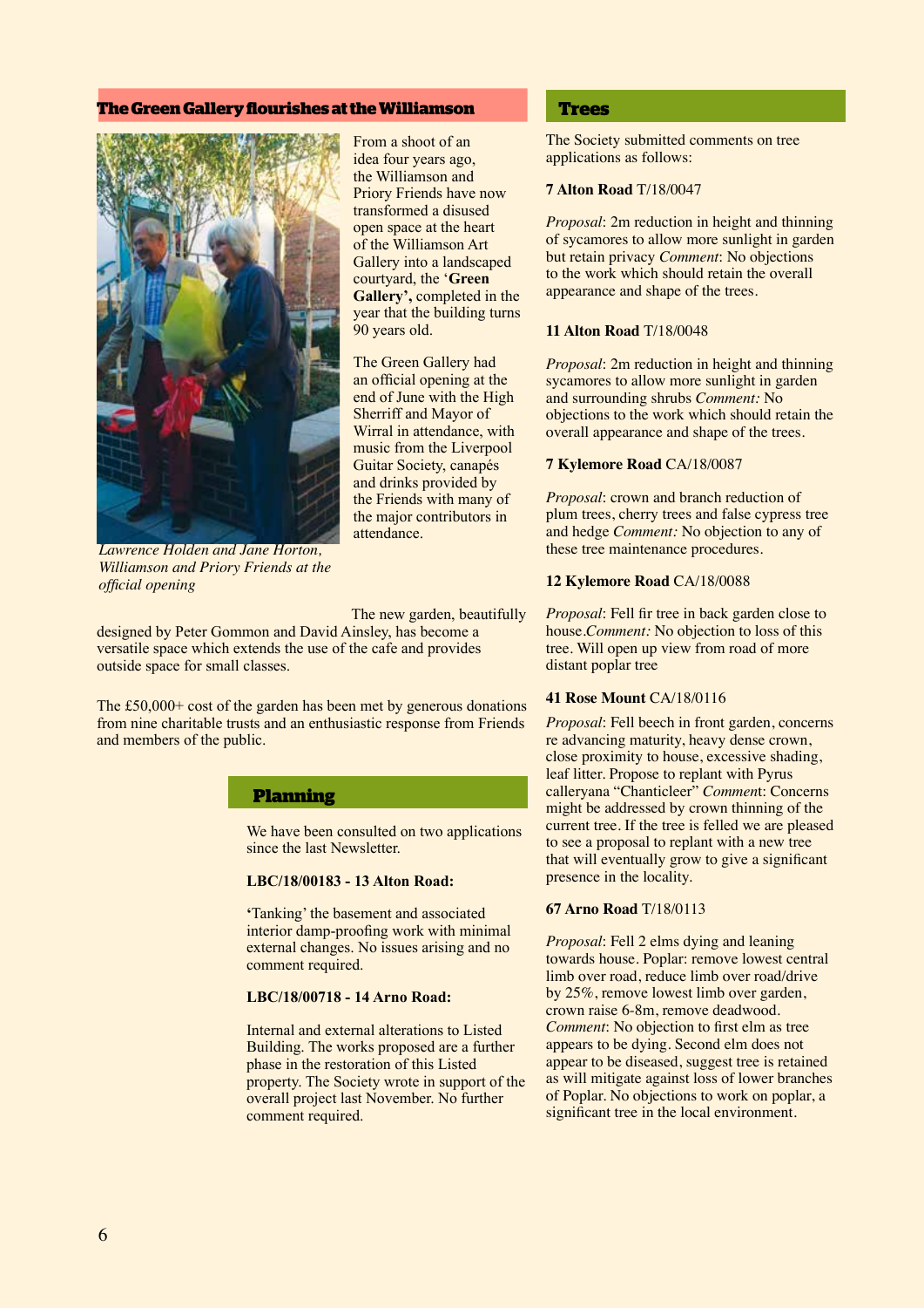## The Green Gallery flourishes at the Williamson

From a shoot of an idea four years ago, the Williamson and Priory Friends have now transformed a disused open space at the heart of the Williamson Art Gallery into a landscaped courtyard, the '**Green Gallery',** completed in the year that the building turns 90 years old.

The Green Gallery had an official opening at the end of June with the High Sherriff and Mayor of Wirral in attendance, with music from the Liverpool Guitar Society, canapés and drinks provided by the Friends with many of the major contributors in attendance.

*Lawrence Holden and Jane Horton, Williamson and Priory Friends at the official opening*

The new garden, beautifully designed by Peter Gommon and David Ainsley, has become a versatile space which extends the use of the cafe and provides outside space for small classes.

The £50,000+ cost of the garden has been met by generous donations from nine charitable trusts and an enthusiastic response from Friends and members of the public.

## Planning

We have been consulted on two applications since the last Newsletter.

**LBC/18/00183 - 13 Alton Road:**

'Tanking' the basement and associated interior damp-proofing work with minimal external changes. No issues arising and no comment required.

**LBC/18/00718 - 14 Arno Road:**

Internal and external alterations to Listed Building. The works proposed are a further phase in the restoration of this Listed property. The Society wrote in support of the overall project last November. No further comment required.

## Trees

The Society submitted comments on tree applications as follows:

**7 Alton Road** T/18/0047

*Proposal*: 2m reduction in height and thinning of sycamores to allow more sunlight in garden but retain privacy *Comment*: No objections to the work which should retain the overall appearance and shape of the trees.

**11 Alton Road** T/18/0048

*Proposal*: 2m reduction in height and thinning sycamores to allow more sunlight in garden and surrounding shrubs *Comment:* No objections to the work which should retain the overall appearance and shape of the trees.

**7 Kylemore Road** CA/18/0087

*Proposal*: crown and branch reduction of plum trees, cherry trees and false cypress tree and hedge *Comment:* No objection to any of these tree maintenance procedures.

**12 Kylemore Road** CA/18/0088

*Proposal*: Fell fir tree in back garden close to house.*Comment:* No objection to loss of this tree. Will open up view from road of more distant poplar tree

**41 Rose Mount** CA/18/0116

*Proposal*: Fell beech in front garden, concerns re advancing maturity, heavy dense crown, close proximity to house, excessive shading, leaf litter. Propose to replant with Pyrus calleryana "Chanticleer" *Comment*: Concerns might be addressed by crown thinning of the current tree. If the tree is felled we are pleased to see a proposal to replant with a new tree that will eventually grow to give a significant presence in the locality.

**67 Arno Road** T/18/0113

*Proposal*: Fell 2 elms dying and leaning towards house. Poplar: remove lowest central limb over road, reduce limb over road/drive by 25%, remove lowest limb over garden, crown raise 6-8m, remove deadwood. *Comment*: No objection to first elm as tree appears to be dying. Second elm does not appear to be diseased, suggest tree is retained as will mitigate against loss of lower branches of Poplar. No objections to work on poplar, a significant tree in the local environment.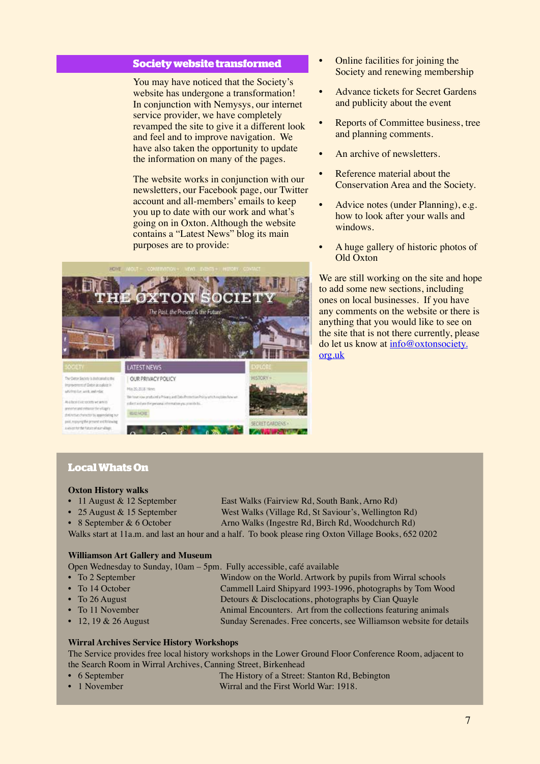## Society website transformed

You may have noticed that the Society's website has undergone a transformation! In conjunction with Nemysys, our internet service provider, we have completely revamped the site to give it a different look and feel and to improve navigation. We have also taken the opportunity to update the information on many of the pages.

The website works in conjunction with our newsletters, our Facebook page, our Twitter account and all-members' emails to keep you up to date with our work and what's going on in Oxton. Although the website contains a "Latest News" blog its main purposes are to provide:

- Online facilities for joining the Society and renewing membership
- Advance tickets for Secret Gardens and publicity about the event
- Reports of Committee business, tree and planning comments.
- An archive of newsletters.
- Reference material about the Conservation Area and the Society.
- Advice notes (under Planning), e.g. how to look after your walls and windows.
- A huge gallery of historic photos of Old Oxton

We are still working on the site and hope to add some new sections, including ones on local businesses. If you have any comments on the website or there is anything that you would like to see on the site that is not there currently, please do let us know at info@oxtonsociety.org.uk

## Local Whats On

### Oxton History walks

| | |
|---|---|
| • 11 August & 12 September | East Walks (Fairview Rd, South Bank, Arno Rd) |
| • 25 August & 15 September | West Walks (Village Rd, St Saviour's, Wellington Rd) |
| • 8 September & 6 October | Arno Walks (Ingestre Rd, Birch Rd, Woodchurch Rd) |

Walks start at 11a.m. and last an hour and a half. To book please ring Oxton Village Books, 652 0202

### Williamson Art Gallery and Museum

Open Wednesday to Sunday, 10am – 5pm. Fully accessible, café available

| | |
|---|---|
| • To 2 September | Window on the World. Artwork by pupils from Wirral schools |
| • To 14 October | Cammell Laird Shipyard 1993-1996, photographs by Tom Wood |
| • To 26 August | Detours & Disclocations, photographs by Cian Quayle |
| • To 11 November | Animal Encounters. Art from the collections featuring animals |
| • 12, 19 & 26 August | Sunday Serenades. Free concerts, see Williamson website for details |

### Wirral Archives Service History Workshops

The Service provides free local history workshops in the Lower Ground Floor Conference Room, adjacent to the Search Room in Wirral Archives, Canning Street, Birkenhead

| | |
|---|---|
| • 6 September | The History of a Street: Stanton Rd, Bebington |
| • 1 November | Wirral and the First World War: 1918. |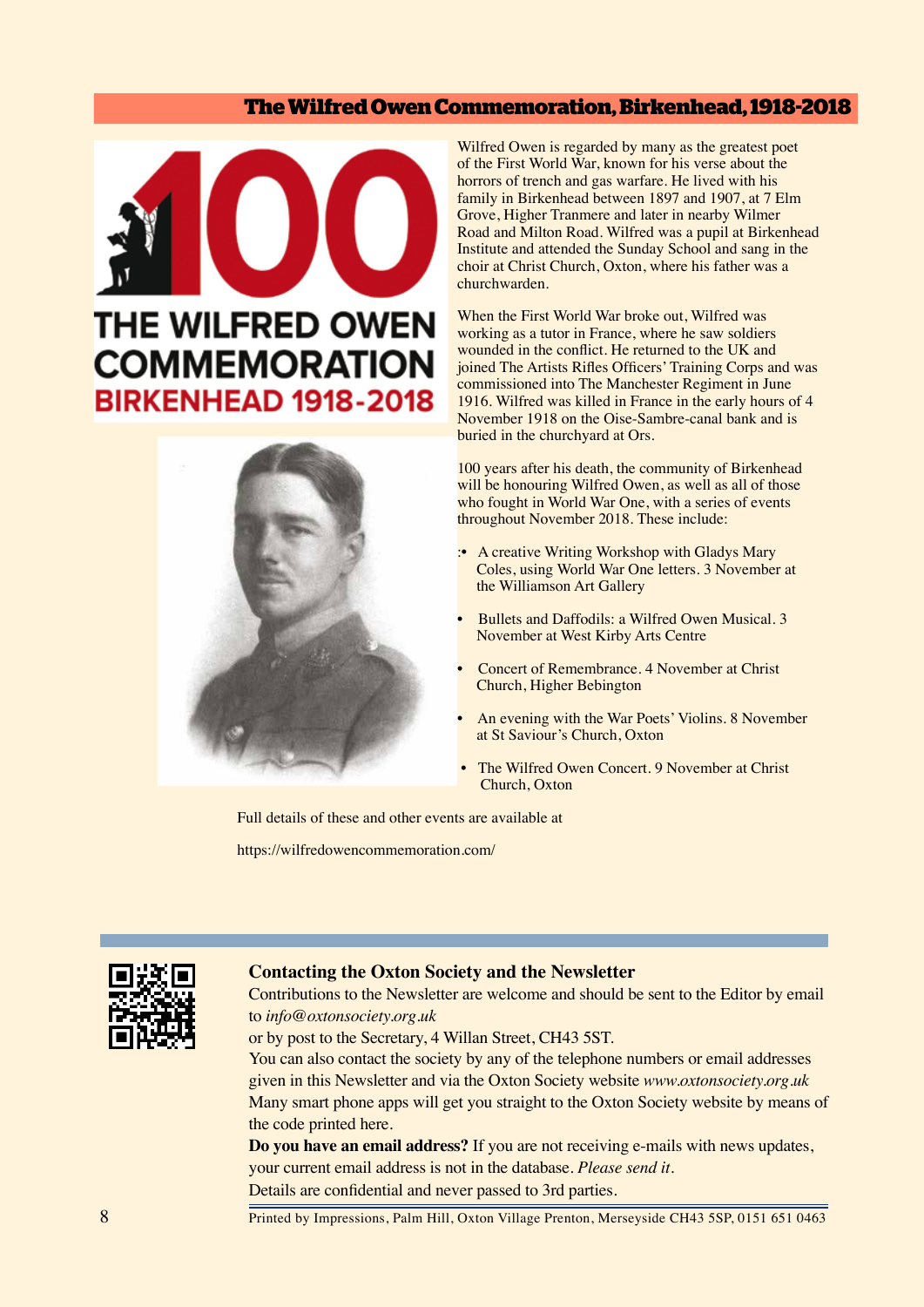## The Wilfred Owen Commemoration, Birkenhead, 1918-2018

100

THE WILFRED OWEN COMMEMORATION

BIRKENHEAD 1918-2018

Wilfred Owen is regarded by many as the greatest poet of the First World War, known for his verse about the horrors of trench and gas warfare. He lived with his family in Birkenhead between 1897 and 1907, at 7 Elm Grove, Higher Tranmere and later in nearby Wilmer Road and Milton Road. Wilfred was a pupil at Birkenhead Institute and attended the Sunday School and sang in the choir at Christ Church, Oxton, where his father was a churchwarden.

When the First World War broke out, Wilfred was working as a tutor in France, where he saw soldiers wounded in the conflict. He returned to the UK and joined The Artists Rifles Officers' Training Corps and was commissioned into The Manchester Regiment in June 1916. Wilfred was killed in France in the early hours of 4 November 1918 on the Oise-Sambre-canal bank and is buried in the churchyard at Ors.

100 years after his death, the community of Birkenhead will be honouring Wilfred Owen, as well as all of those who fought in World War One, with a series of events throughout November 2018. These include:

- A creative Writing Workshop with Gladys Mary Coles, using World War One letters. 3 November at the Williamson Art Gallery
- Bullets and Daffodils: a Wilfred Owen Musical. 3 November at West Kirby Arts Centre
- Concert of Remembrance. 4 November at Christ Church, Higher Bebington
- An evening with the War Poets' Violins. 8 November at St Saviour's Church, Oxton
- The Wilfred Owen Concert. 9 November at Christ Church, Oxton

Full details of these and other events are available at

https://wilfredowencommemoration.com/

### Contacting the Oxton Society and the Newsletter

Contributions to the Newsletter are welcome and should be sent to the Editor by email to *info@oxtonsociety.org.uk*

or by post to the Secretary, 4 Willan Street, CH43 5ST.

You can also contact the society by any of the telephone numbers or email addresses given in this Newsletter and via the Oxton Society website *www.oxtonsociety.org.uk*

Many smart phone apps will get you straight to the Oxton Society website by means of the code printed here.

**Do you have an email address?** If you are not receiving e-mails with news updates, your current email address is not in the database. *Please send it.*

Details are confidential and never passed to 3rd parties.

Printed by Impressions, Palm Hill, Oxton Village Prenton, Merseyside CH43 5SP, 0151 651 0463